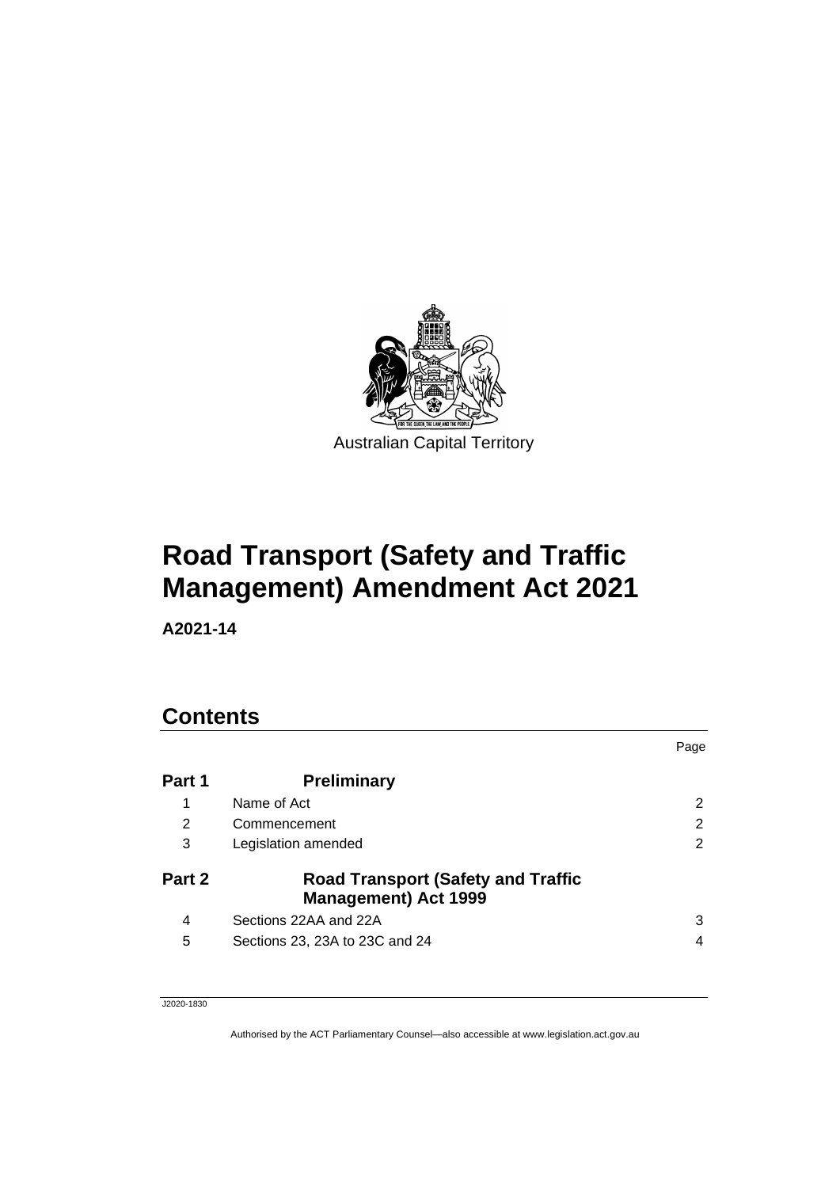Australian Capital Territory

# Road Transport (Safety and Traffic Management) Amendment Act 2021

**A2021-14**

## Contents

| | | Page |
|---|---|---|
| **Part 1** | **Preliminary** | |
| 1 | Name of Act | 2 |
| 2 | Commencement | 2 |
| 3 | Legislation amended | 2 |
| **Part 2** | **Road Transport (Safety and Traffic Management) Act 1999** | |
| 4 | Sections 22AA and 22A | 3 |
| 5 | Sections 23, 23A to 23C and 24 | 4 |

J2020-1830

Authorised by the ACT Parliamentary Counsel—also accessible at www.legislation.act.gov.au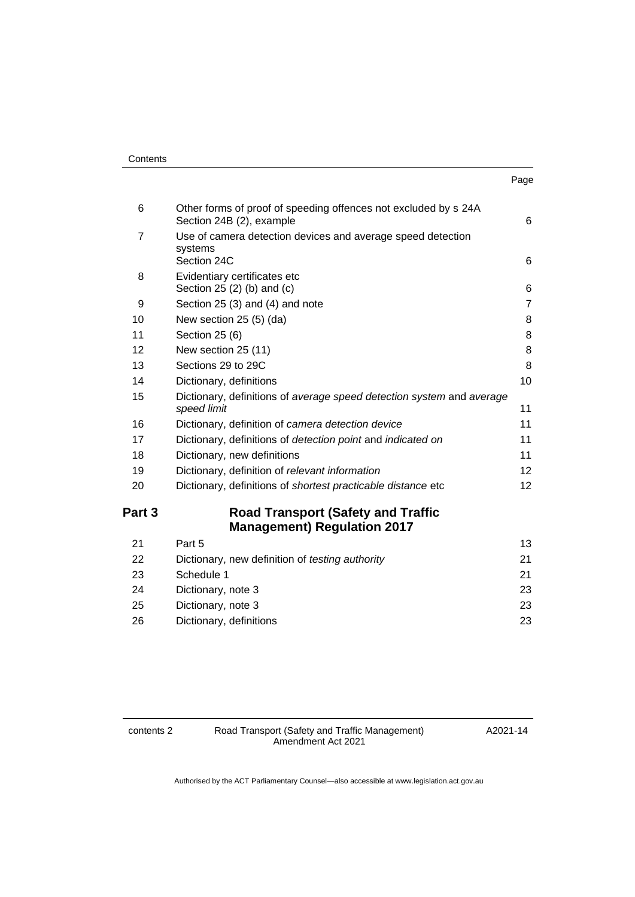Contents

| | | Page |
|---|---|---|
| 6 | Other forms of proof of speeding offences not excluded by s 24A Section 24B (2), example | 6 |
| 7 | Use of camera detection devices and average speed detection systems Section 24C | 6 |
| 8 | Evidentiary certificates etc Section 25 (2) (b) and (c) | 6 |
| 9 | Section 25 (3) and (4) and note | 7 |
| 10 | New section 25 (5) (da) | 8 |
| 11 | Section 25 (6) | 8 |
| 12 | New section 25 (11) | 8 |
| 13 | Sections 29 to 29C | 8 |
| 14 | Dictionary, definitions | 10 |
| 15 | Dictionary, definitions of *average speed detection system* and *average speed limit* | 11 |
| 16 | Dictionary, definition of *camera detection device* | 11 |
| 17 | Dictionary, definitions of *detection point* and *indicated on* | 11 |
| 18 | Dictionary, new definitions | 11 |
| 19 | Dictionary, definition of *relevant information* | 12 |
| 20 | Dictionary, definitions of *shortest practicable distance* etc | 12 |

## Part 3 Road Transport (Safety and Traffic Management) Regulation 2017

| | | |
|---|---|---|
| 21 | Part 5 | 13 |
| 22 | Dictionary, new definition of *testing authority* | 21 |
| 23 | Schedule 1 | 21 |
| 24 | Dictionary, note 3 | 23 |
| 25 | Dictionary, note 3 | 23 |
| 26 | Dictionary, definitions | 23 |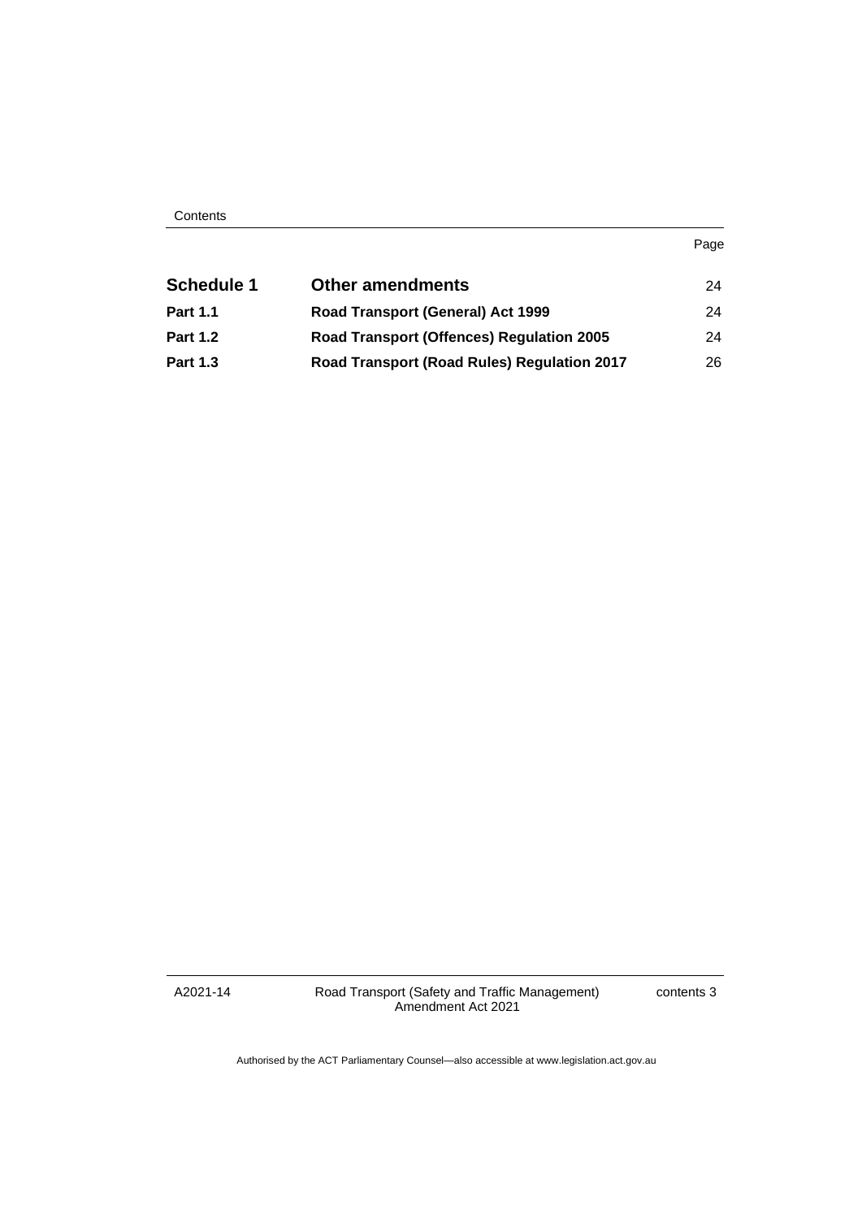|  |  | Page |
| --- | --- | --- |
| **Schedule 1** | **Other amendments** | 24 |
| **Part 1.1** | **Road Transport (General) Act 1999** | 24 |
| **Part 1.2** | **Road Transport (Offences) Regulation 2005** | 24 |
| **Part 1.3** | **Road Transport (Road Rules) Regulation 2017** | 26 |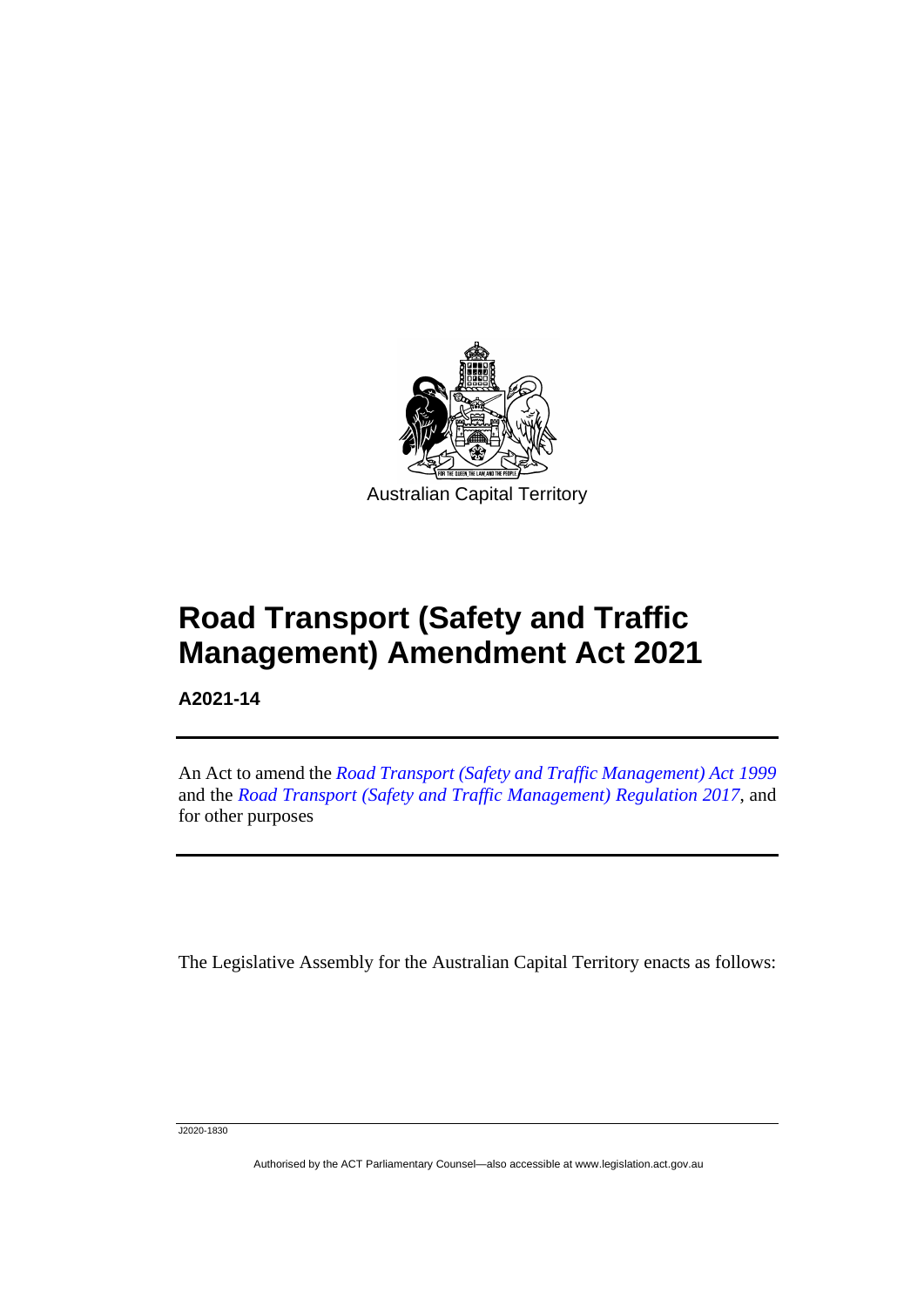Australian Capital Territory

# Road Transport (Safety and Traffic Management) Amendment Act 2021

**A2021-14**

An Act to amend the *Road Transport (Safety and Traffic Management) Act 1999* and the *Road Transport (Safety and Traffic Management) Regulation 2017*, and for other purposes

The Legislative Assembly for the Australian Capital Territory enacts as follows:

J2020-1830

Authorised by the ACT Parliamentary Counsel—also accessible at www.legislation.act.gov.au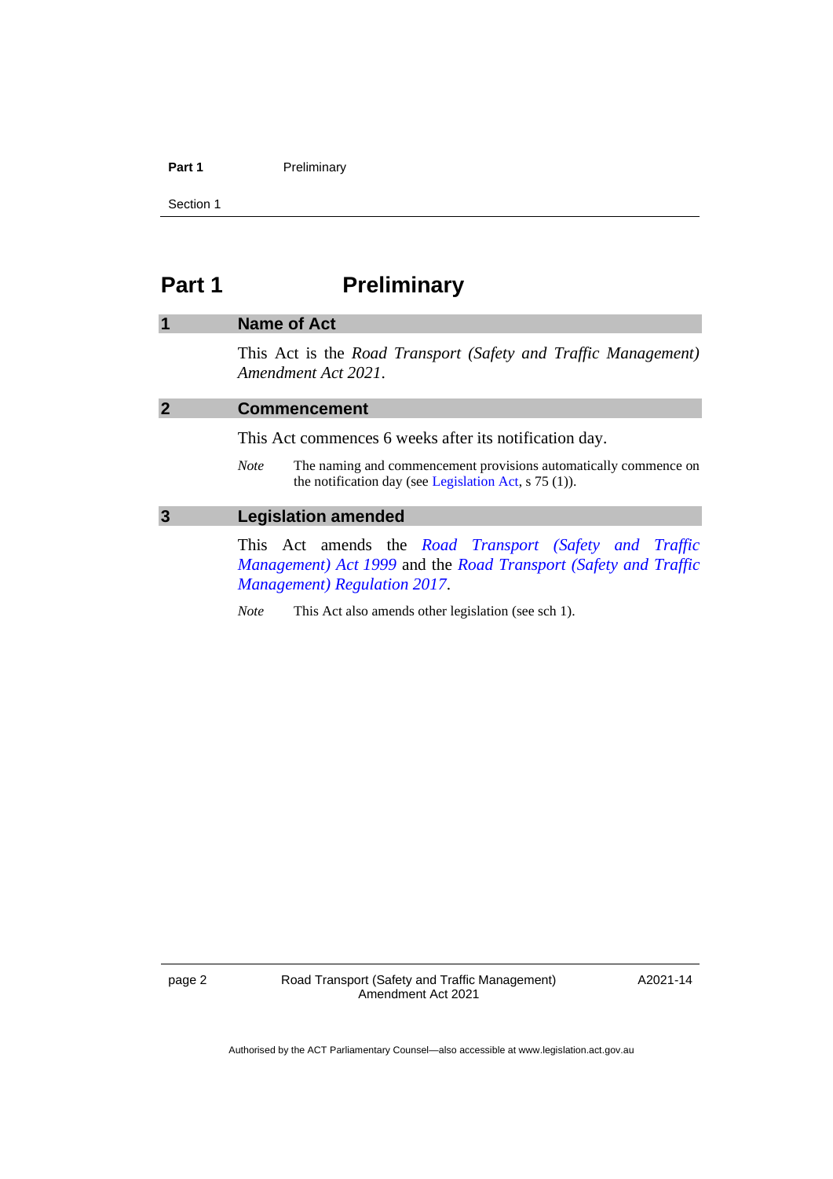# Part 1 Preliminary

## 1 Name of Act

This Act is the *Road Transport (Safety and Traffic Management) Amendment Act 2021*.

## 2 Commencement

This Act commences 6 weeks after its notification day.

*Note* The naming and commencement provisions automatically commence on the notification day (see Legislation Act, s 75 (1)).

## 3 Legislation amended

This Act amends the *Road Transport (Safety and Traffic Management) Act 1999* and the *Road Transport (Safety and Traffic Management) Regulation 2017*.

*Note* This Act also amends other legislation (see sch 1).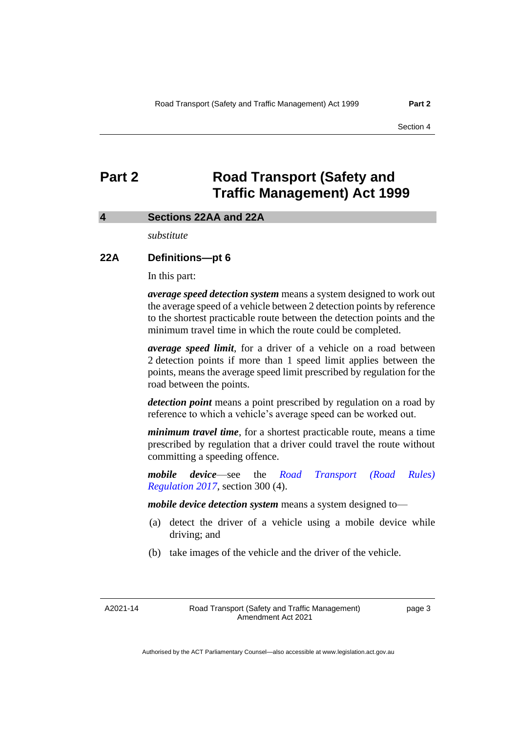# Part 2 Road Transport (Safety and Traffic Management) Act 1999

## 4 Sections 22AA and 22A

*substitute*

### 22A Definitions—pt 6

In this part:

***average speed detection system*** means a system designed to work out the average speed of a vehicle between 2 detection points by reference to the shortest practicable route between the detection points and the minimum travel time in which the route could be completed.

***average speed limit***, for a driver of a vehicle on a road between 2 detection points if more than 1 speed limit applies between the points, means the average speed limit prescribed by regulation for the road between the points.

***detection point*** means a point prescribed by regulation on a road by reference to which a vehicle's average speed can be worked out.

***minimum travel time***, for a shortest practicable route, means a time prescribed by regulation that a driver could travel the route without committing a speeding offence.

***mobile device***—see the *Road Transport (Road Rules) Regulation 2017*, section 300 (4).

***mobile device detection system*** means a system designed to—

(a) detect the driver of a vehicle using a mobile device while driving; and

(b) take images of the vehicle and the driver of the vehicle.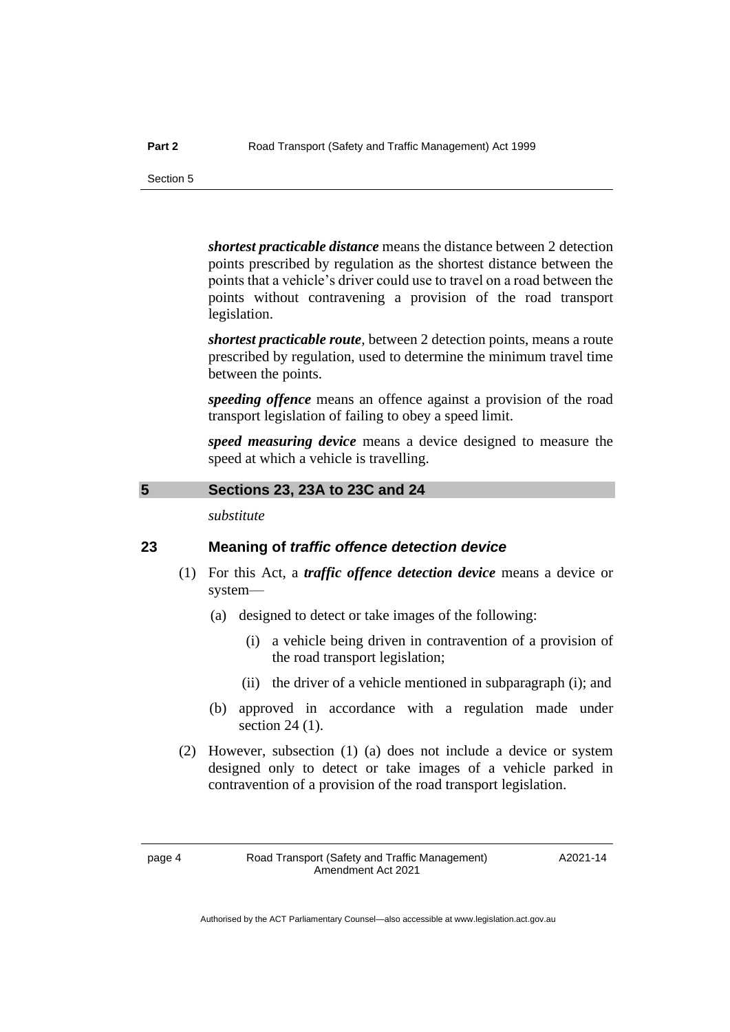***shortest practicable distance*** means the distance between 2 detection points prescribed by regulation as the shortest distance between the points that a vehicle's driver could use to travel on a road between the points without contravening a provision of the road transport legislation.

***shortest practicable route***, between 2 detection points, means a route prescribed by regulation, used to determine the minimum travel time between the points.

***speeding offence*** means an offence against a provision of the road transport legislation of failing to obey a speed limit.

***speed measuring device*** means a device designed to measure the speed at which a vehicle is travelling.

## 5 Sections 23, 23A to 23C and 24

*substitute*

### 23 Meaning of *traffic offence detection device*

(1) For this Act, a ***traffic offence detection device*** means a device or system—

(a) designed to detect or take images of the following:

(i) a vehicle being driven in contravention of a provision of the road transport legislation;

(ii) the driver of a vehicle mentioned in subparagraph (i); and

(b) approved in accordance with a regulation made under section 24 (1).

(2) However, subsection (1) (a) does not include a device or system designed only to detect or take images of a vehicle parked in contravention of a provision of the road transport legislation.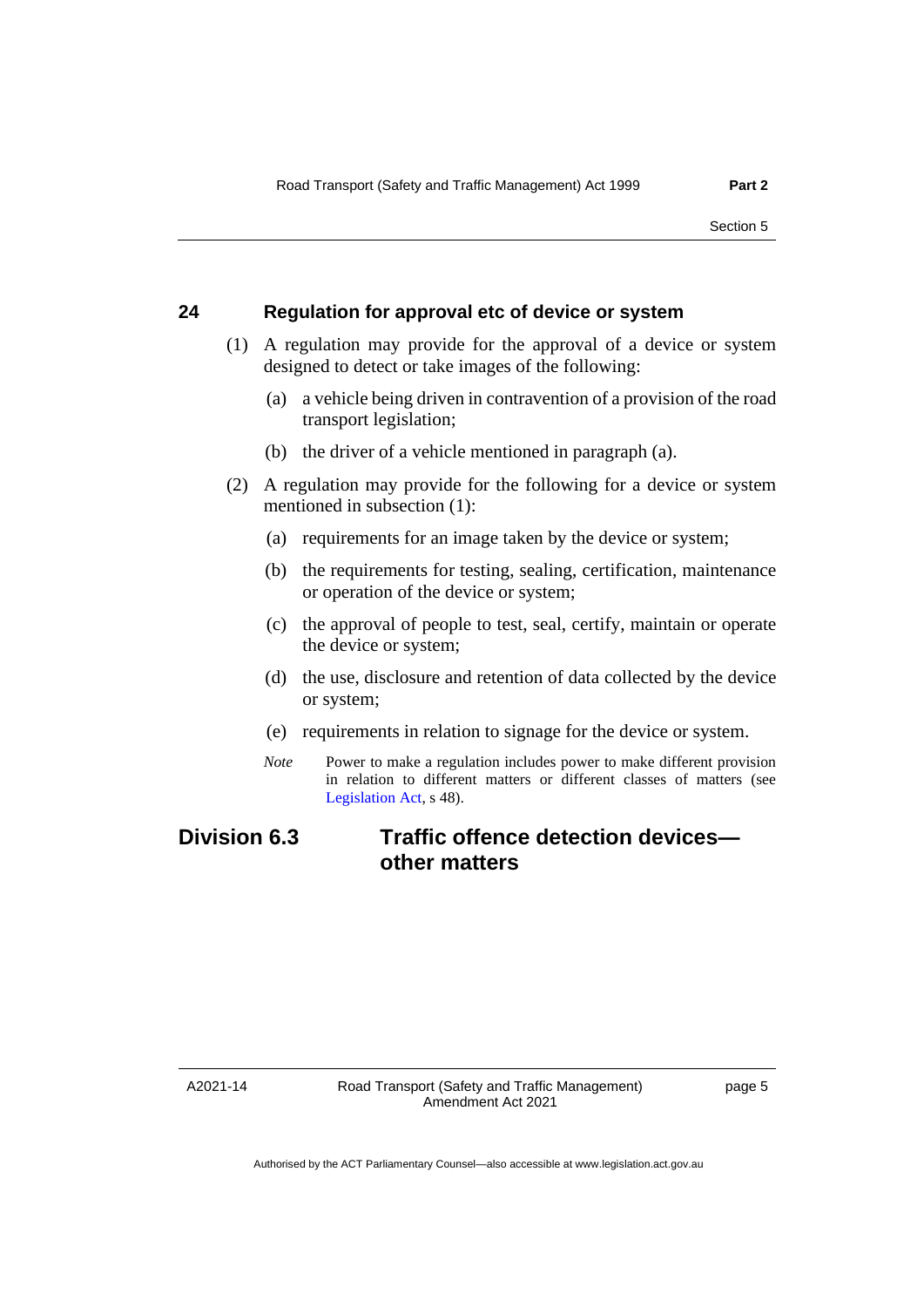### 24 Regulation for approval etc of device or system

(1) A regulation may provide for the approval of a device or system designed to detect or take images of the following:

(a) a vehicle being driven in contravention of a provision of the road transport legislation;

(b) the driver of a vehicle mentioned in paragraph (a).

(2) A regulation may provide for the following for a device or system mentioned in subsection (1):

(a) requirements for an image taken by the device or system;

(b) the requirements for testing, sealing, certification, maintenance or operation of the device or system;

(c) the approval of people to test, seal, certify, maintain or operate the device or system;

(d) the use, disclosure and retention of data collected by the device or system;

(e) requirements in relation to signage for the device or system.

*Note* Power to make a regulation includes power to make different provision in relation to different matters or different classes of matters (see Legislation Act, s 48).

## Division 6.3 Traffic offence detection devices—other matters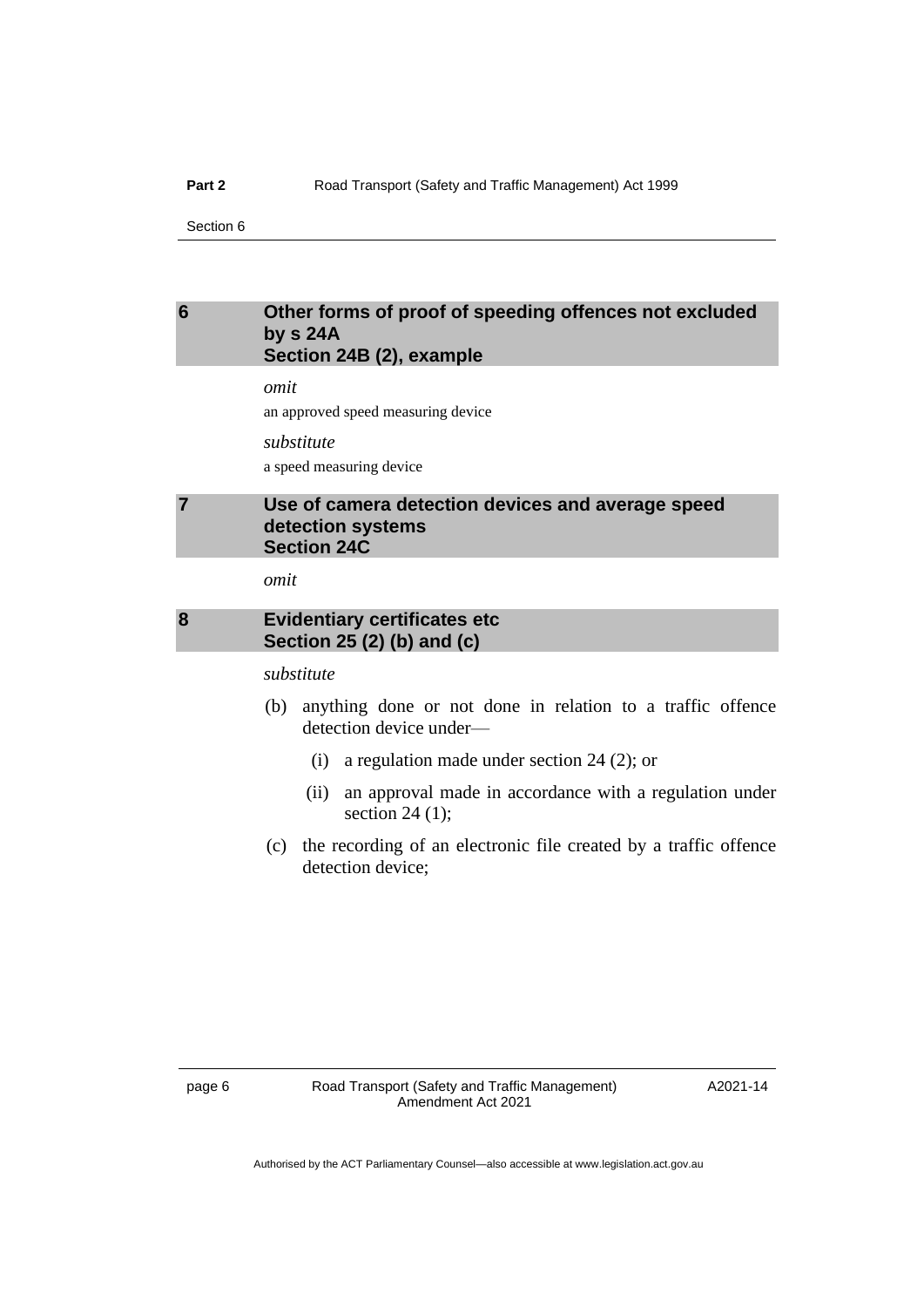## 6 Other forms of proof of speeding offences not excluded by s 24A
## Section 24B (2), example

*omit*

an approved speed measuring device

*substitute*

a speed measuring device

## 7 Use of camera detection devices and average speed detection systems
## Section 24C

*omit*

## 8 Evidentiary certificates etc
## Section 25 (2) (b) and (c)

*substitute*

(b) anything done or not done in relation to a traffic offence detection device under—

(i) a regulation made under section 24 (2); or

(ii) an approval made in accordance with a regulation under section 24 (1);

(c) the recording of an electronic file created by a traffic offence detection device;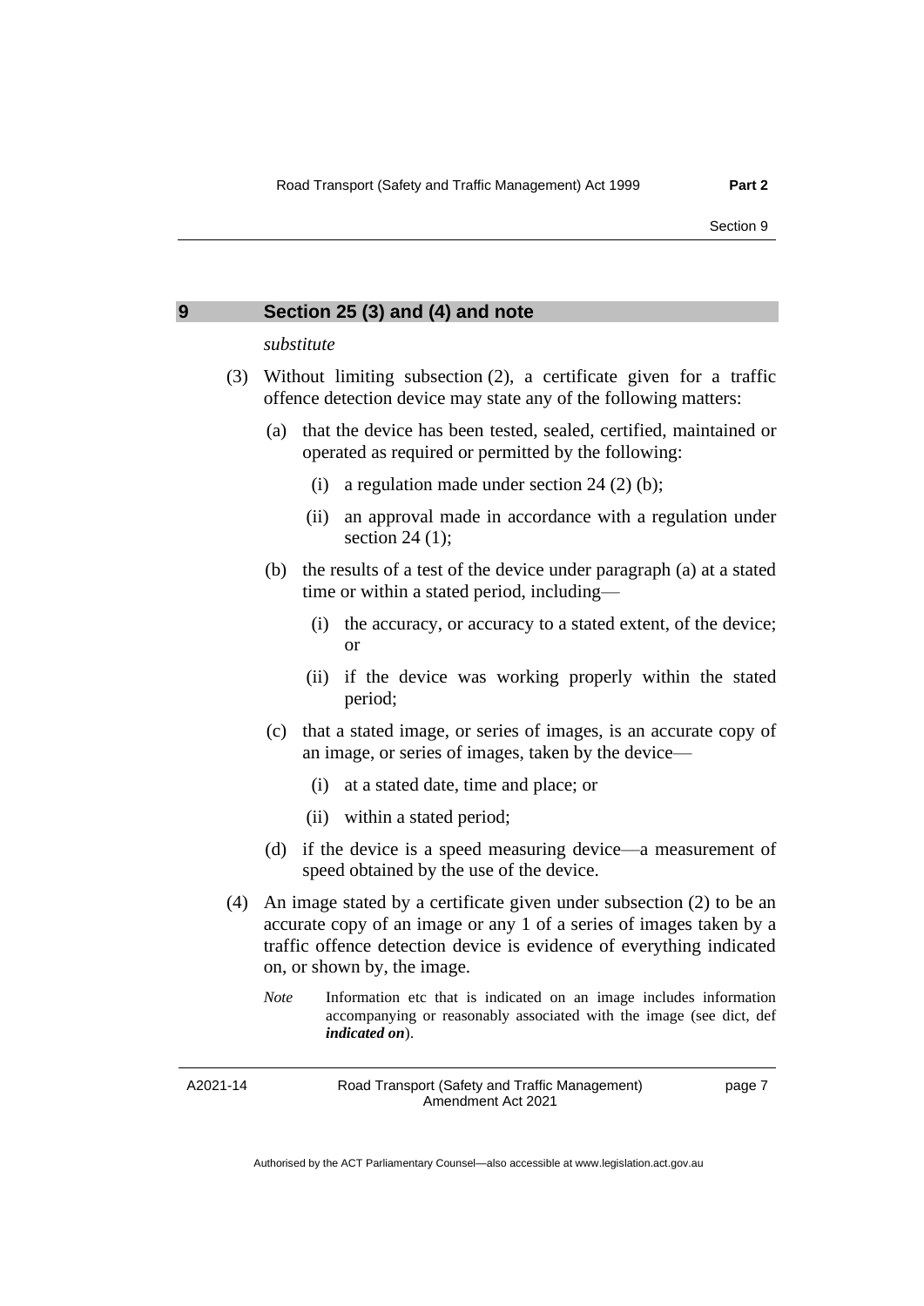## 9 Section 25 (3) and (4) and note

*substitute*

(3) Without limiting subsection (2), a certificate given for a traffic offence detection device may state any of the following matters:

(a) that the device has been tested, sealed, certified, maintained or operated as required or permitted by the following:

(i) a regulation made under section 24 (2) (b);

(ii) an approval made in accordance with a regulation under section 24 (1);

(b) the results of a test of the device under paragraph (a) at a stated time or within a stated period, including—

(i) the accuracy, or accuracy to a stated extent, of the device; or

(ii) if the device was working properly within the stated period;

(c) that a stated image, or series of images, is an accurate copy of an image, or series of images, taken by the device—

(i) at a stated date, time and place; or

(ii) within a stated period;

(d) if the device is a speed measuring device—a measurement of speed obtained by the use of the device.

(4) An image stated by a certificate given under subsection (2) to be an accurate copy of an image or any 1 of a series of images taken by a traffic offence detection device is evidence of everything indicated on, or shown by, the image.

*Note* Information etc that is indicated on an image includes information accompanying or reasonably associated with the image (see dict, def ***indicated on***).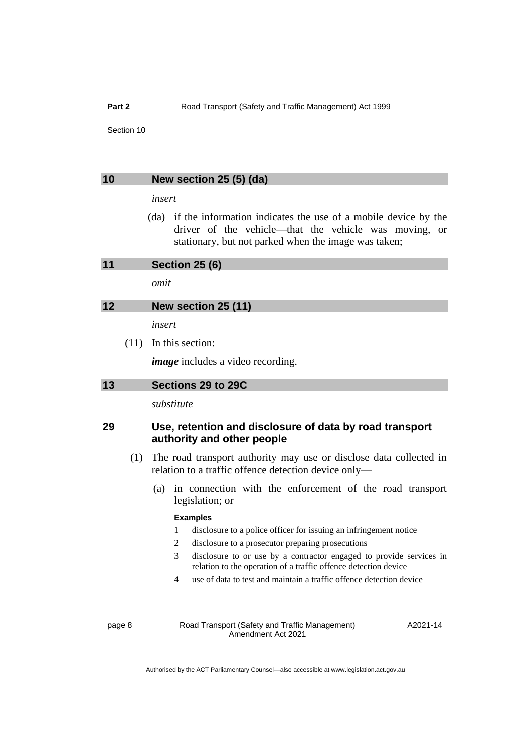## 10 New section 25 (5) (da)

*insert*

(da) if the information indicates the use of a mobile device by the driver of the vehicle—that the vehicle was moving, or stationary, but not parked when the image was taken;

## 11 Section 25 (6)

*omit*

## 12 New section 25 (11)

*insert*

(11) In this section:

***image*** includes a video recording.

## 13 Sections 29 to 29C

*substitute*

### 29 Use, retention and disclosure of data by road transport authority and other people

(1) The road transport authority may use or disclose data collected in relation to a traffic offence detection device only—

(a) in connection with the enforcement of the road transport legislation; or

**Examples**

1 disclosure to a police officer for issuing an infringement notice

2 disclosure to a prosecutor preparing prosecutions

3 disclosure to or use by a contractor engaged to provide services in relation to the operation of a traffic offence detection device

4 use of data to test and maintain a traffic offence detection device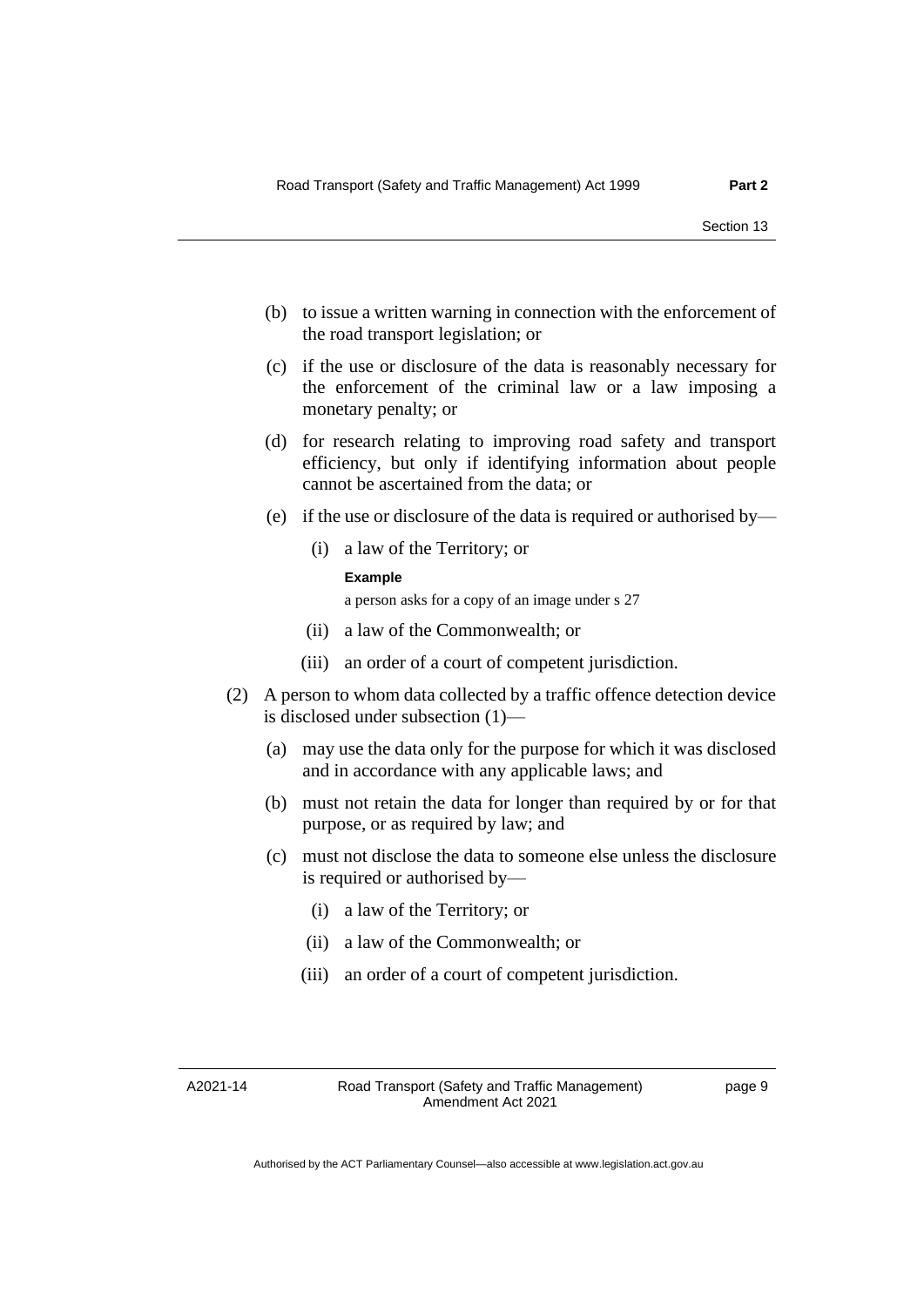(b) to issue a written warning in connection with the enforcement of the road transport legislation; or

(c) if the use or disclosure of the data is reasonably necessary for the enforcement of the criminal law or a law imposing a monetary penalty; or

(d) for research relating to improving road safety and transport efficiency, but only if identifying information about people cannot be ascertained from the data; or

(e) if the use or disclosure of the data is required or authorised by—

  (i) a law of the Territory; or

  **Example**

  a person asks for a copy of an image under s 27

  (ii) a law of the Commonwealth; or

  (iii) an order of a court of competent jurisdiction.

(2) A person to whom data collected by a traffic offence detection device is disclosed under subsection (1)—

  (a) may use the data only for the purpose for which it was disclosed and in accordance with any applicable laws; and

  (b) must not retain the data for longer than required by or for that purpose, or as required by law; and

  (c) must not disclose the data to someone else unless the disclosure is required or authorised by—

    (i) a law of the Territory; or

    (ii) a law of the Commonwealth; or

    (iii) an order of a court of competent jurisdiction.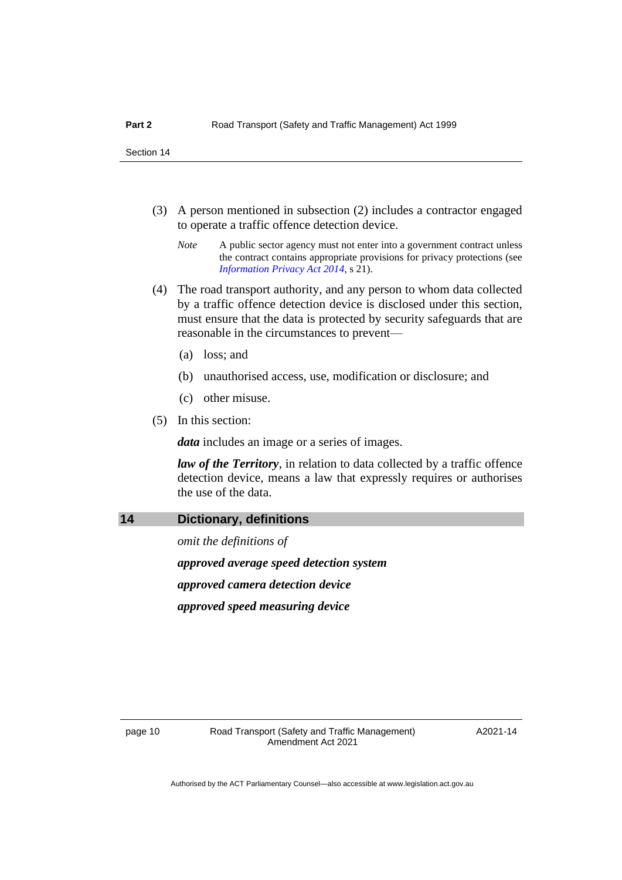(3) A person mentioned in subsection (2) includes a contractor engaged to operate a traffic offence detection device.

*Note* A public sector agency must not enter into a government contract unless the contract contains appropriate provisions for privacy protections (see *Information Privacy Act 2014*, s 21).

(4) The road transport authority, and any person to whom data collected by a traffic offence detection device is disclosed under this section, must ensure that the data is protected by security safeguards that are reasonable in the circumstances to prevent—

(a) loss; and

(b) unauthorised access, use, modification or disclosure; and

(c) other misuse.

(5) In this section:

***data*** includes an image or a series of images.

***law of the Territory***, in relation to data collected by a traffic offence detection device, means a law that expressly requires or authorises the use of the data.

## 14 Dictionary, definitions

*omit the definitions of*

***approved average speed detection system***

***approved camera detection device***

***approved speed measuring device***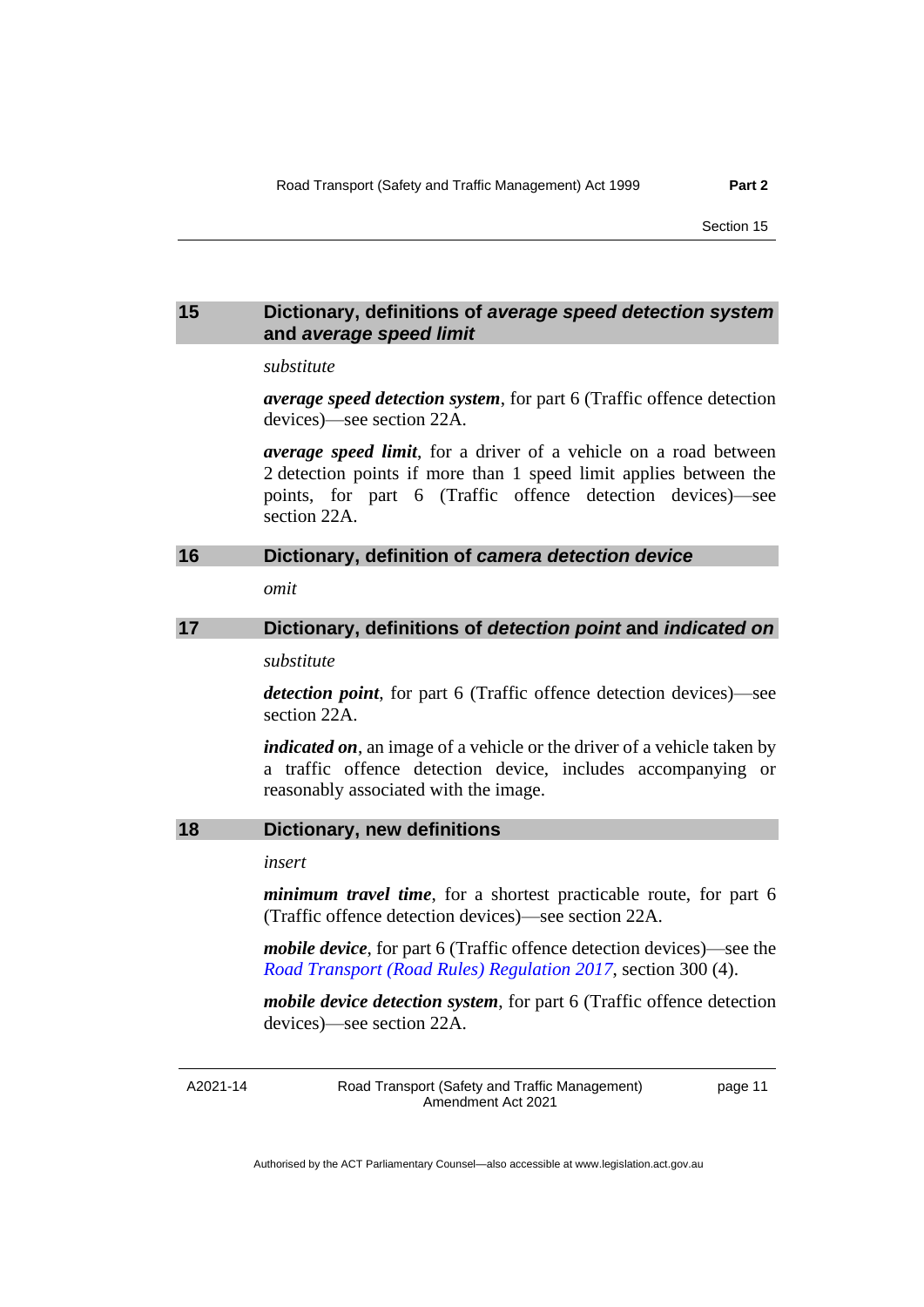## 15 Dictionary, definitions of *average speed detection system* and *average speed limit*

*substitute*

***average speed detection system***, for part 6 (Traffic offence detection devices)—see section 22A.

***average speed limit***, for a driver of a vehicle on a road between 2 detection points if more than 1 speed limit applies between the points, for part 6 (Traffic offence detection devices)—see section 22A.

## 16 Dictionary, definition of *camera detection device*

*omit*

## 17 Dictionary, definitions of *detection point* and *indicated on*

*substitute*

***detection point***, for part 6 (Traffic offence detection devices)—see section 22A.

***indicated on***, an image of a vehicle or the driver of a vehicle taken by a traffic offence detection device, includes accompanying or reasonably associated with the image.

## 18 Dictionary, new definitions

*insert*

***minimum travel time***, for a shortest practicable route, for part 6 (Traffic offence detection devices)—see section 22A.

***mobile device***, for part 6 (Traffic offence detection devices)—see the *Road Transport (Road Rules) Regulation 2017*, section 300 (4).

***mobile device detection system***, for part 6 (Traffic offence detection devices)—see section 22A.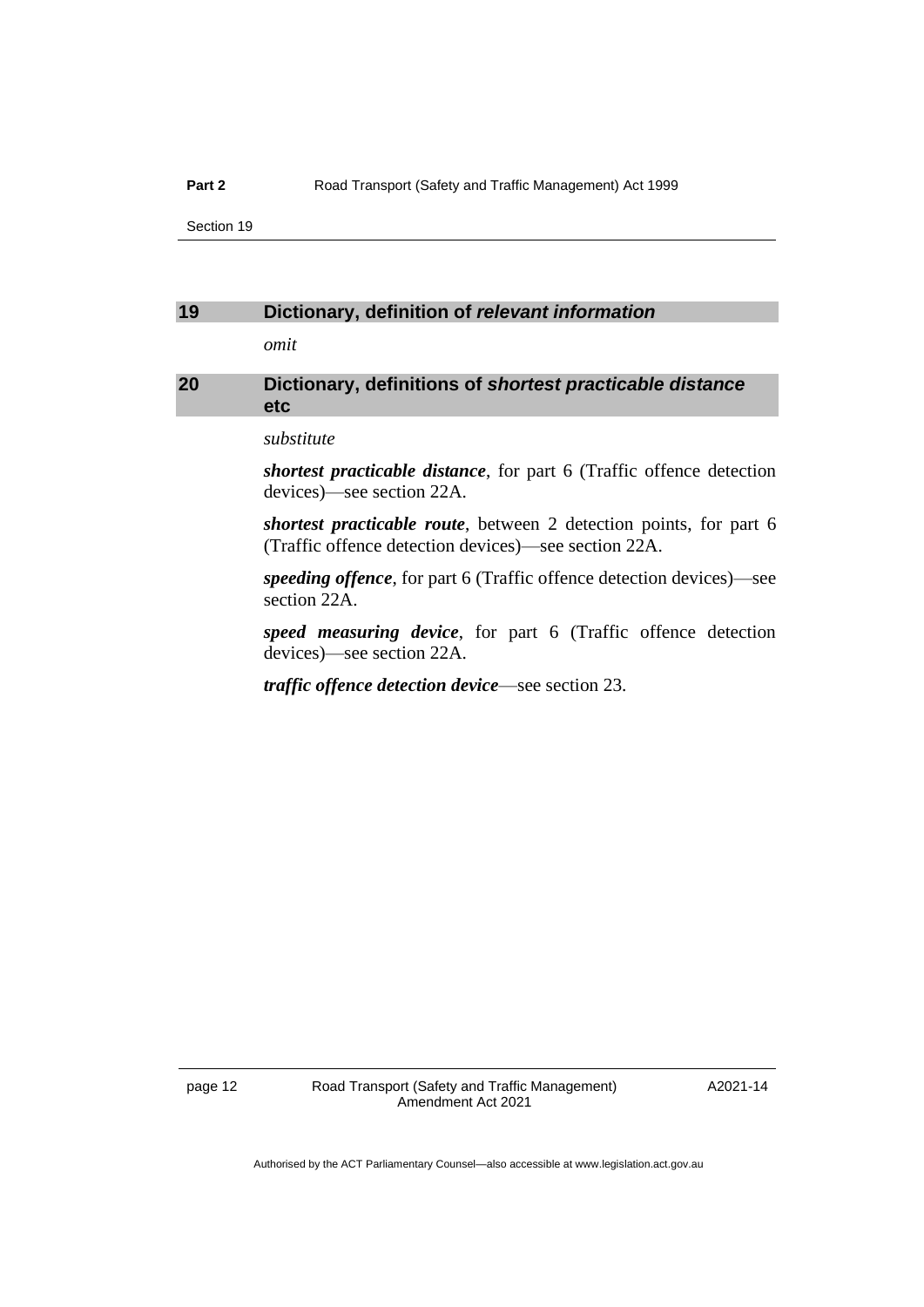## 19 Dictionary, definition of *relevant information*

*omit*

## 20 Dictionary, definitions of *shortest practicable distance* etc

*substitute*

***shortest practicable distance***, for part 6 (Traffic offence detection devices)—see section 22A.

***shortest practicable route***, between 2 detection points, for part 6 (Traffic offence detection devices)—see section 22A.

***speeding offence***, for part 6 (Traffic offence detection devices)—see section 22A.

***speed measuring device***, for part 6 (Traffic offence detection devices)—see section 22A.

***traffic offence detection device***—see section 23.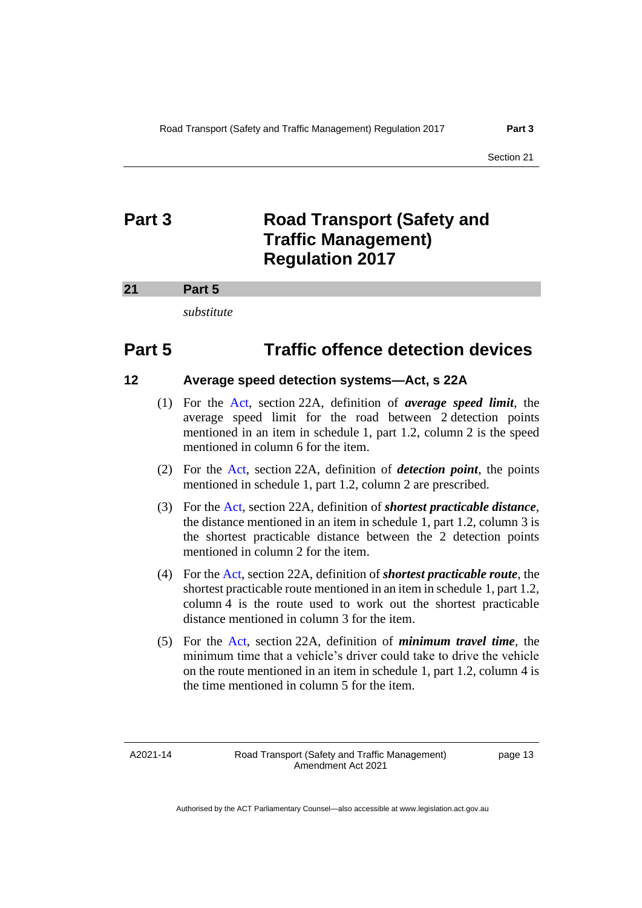# Part 3 Road Transport (Safety and Traffic Management) Regulation 2017

## 21 Part 5

*substitute*

# Part 5 Traffic offence detection devices

## 12 Average speed detection systems—Act, s 22A

(1) For the Act, section 22A, definition of ***average speed limit***, the average speed limit for the road between 2 detection points mentioned in an item in schedule 1, part 1.2, column 2 is the speed mentioned in column 6 for the item.

(2) For the Act, section 22A, definition of ***detection point***, the points mentioned in schedule 1, part 1.2, column 2 are prescribed.

(3) For the Act, section 22A, definition of ***shortest practicable distance***, the distance mentioned in an item in schedule 1, part 1.2, column 3 is the shortest practicable distance between the 2 detection points mentioned in column 2 for the item.

(4) For the Act, section 22A, definition of ***shortest practicable route***, the shortest practicable route mentioned in an item in schedule 1, part 1.2, column 4 is the route used to work out the shortest practicable distance mentioned in column 3 for the item.

(5) For the Act, section 22A, definition of ***minimum travel time***, the minimum time that a vehicle's driver could take to drive the vehicle on the route mentioned in an item in schedule 1, part 1.2, column 4 is the time mentioned in column 5 for the item.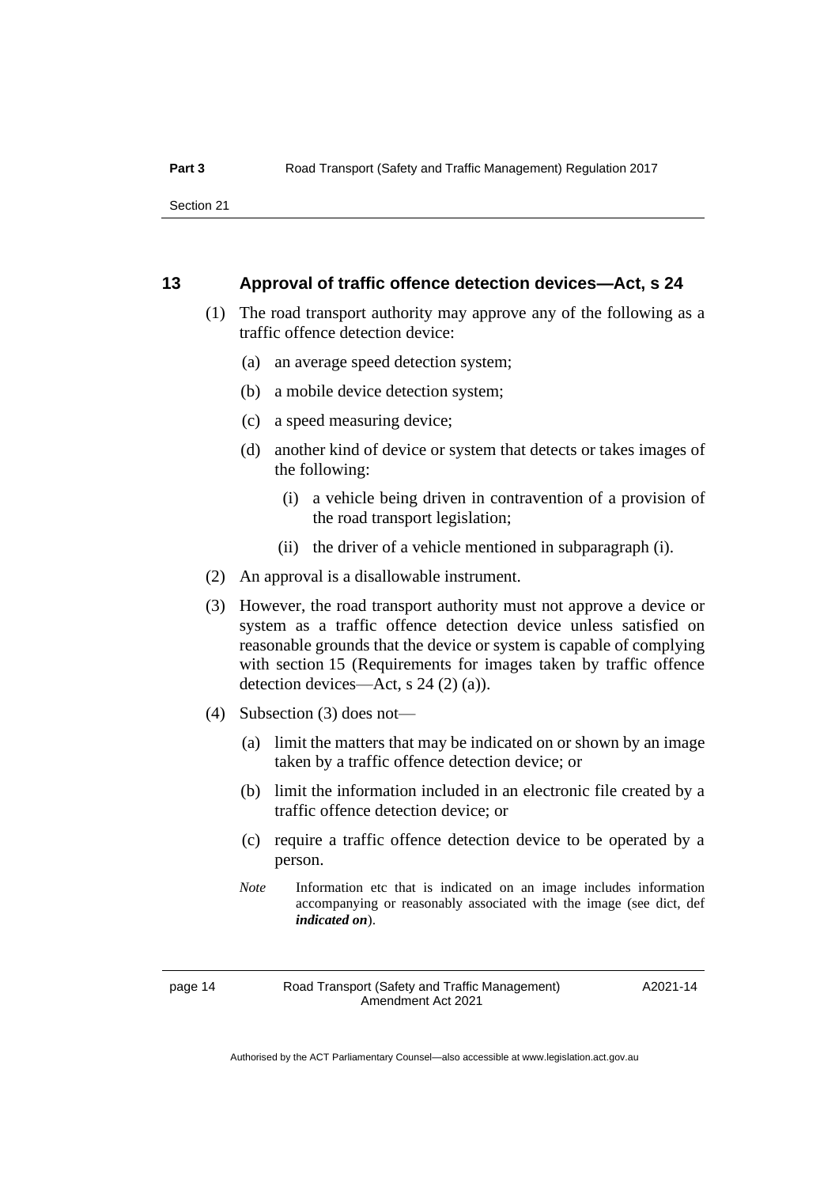### 13 Approval of traffic offence detection devices—Act, s 24

(1) The road transport authority may approve any of the following as a traffic offence detection device:

(a) an average speed detection system;

(b) a mobile device detection system;

(c) a speed measuring device;

(d) another kind of device or system that detects or takes images of the following:

(i) a vehicle being driven in contravention of a provision of the road transport legislation;

(ii) the driver of a vehicle mentioned in subparagraph (i).

(2) An approval is a disallowable instrument.

(3) However, the road transport authority must not approve a device or system as a traffic offence detection device unless satisfied on reasonable grounds that the device or system is capable of complying with section 15 (Requirements for images taken by traffic offence detection devices—Act, s 24 (2) (a)).

(4) Subsection (3) does not—

(a) limit the matters that may be indicated on or shown by an image taken by a traffic offence detection device; or

(b) limit the information included in an electronic file created by a traffic offence detection device; or

(c) require a traffic offence detection device to be operated by a person.

*Note* Information etc that is indicated on an image includes information accompanying or reasonably associated with the image (see dict, def ***indicated on***).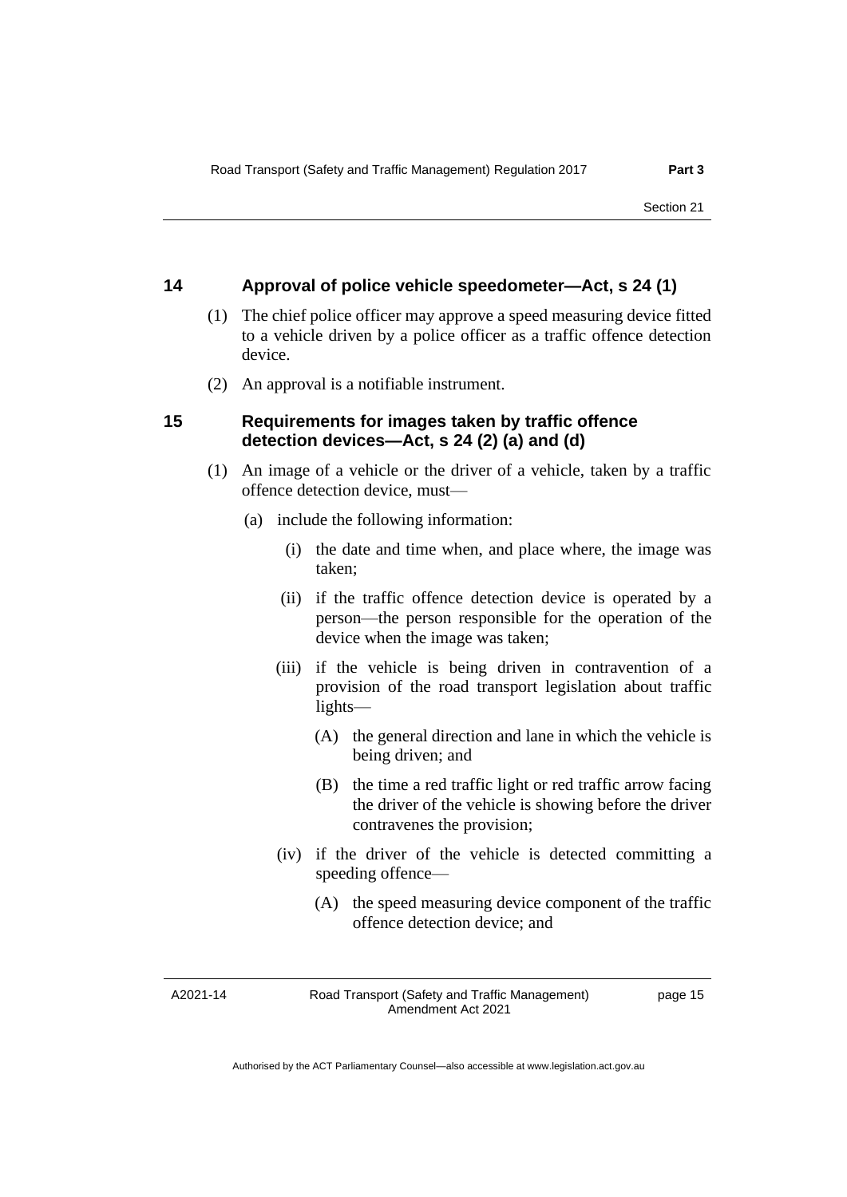### 14 Approval of police vehicle speedometer—Act, s 24 (1)

(1) The chief police officer may approve a speed measuring device fitted to a vehicle driven by a police officer as a traffic offence detection device.

(2) An approval is a notifiable instrument.

### 15 Requirements for images taken by traffic offence detection devices—Act, s 24 (2) (a) and (d)

(1) An image of a vehicle or the driver of a vehicle, taken by a traffic offence detection device, must—

(a) include the following information:

(i) the date and time when, and place where, the image was taken;

(ii) if the traffic offence detection device is operated by a person—the person responsible for the operation of the device when the image was taken;

(iii) if the vehicle is being driven in contravention of a provision of the road transport legislation about traffic lights—

(A) the general direction and lane in which the vehicle is being driven; and

(B) the time a red traffic light or red traffic arrow facing the driver of the vehicle is showing before the driver contravenes the provision;

(iv) if the driver of the vehicle is detected committing a speeding offence—

(A) the speed measuring device component of the traffic offence detection device; and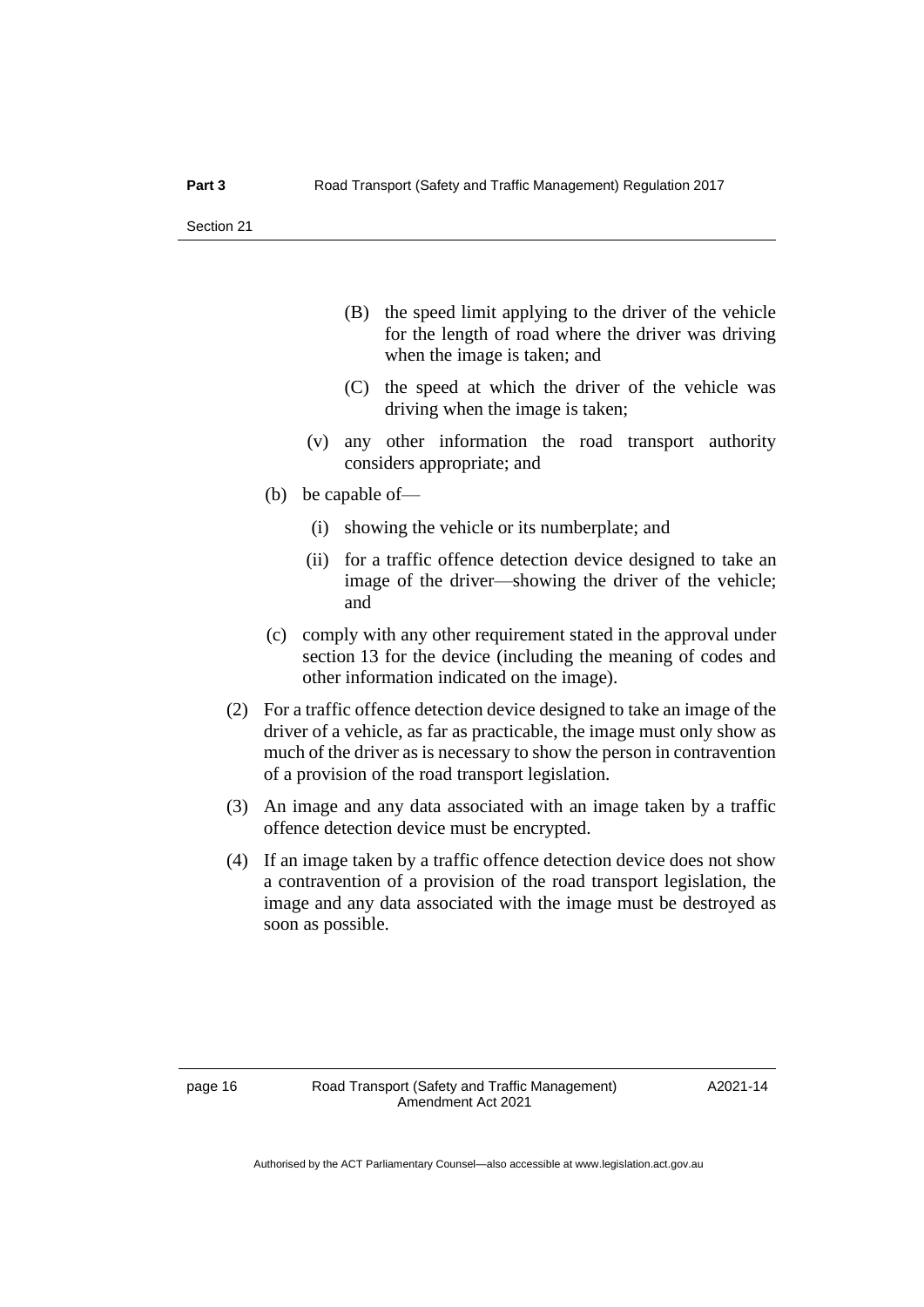(B) the speed limit applying to the driver of the vehicle for the length of road where the driver was driving when the image is taken; and

(C) the speed at which the driver of the vehicle was driving when the image is taken;

(v) any other information the road transport authority considers appropriate; and

(b) be capable of—

(i) showing the vehicle or its numberplate; and

(ii) for a traffic offence detection device designed to take an image of the driver—showing the driver of the vehicle; and

(c) comply with any other requirement stated in the approval under section 13 for the device (including the meaning of codes and other information indicated on the image).

(2) For a traffic offence detection device designed to take an image of the driver of a vehicle, as far as practicable, the image must only show as much of the driver as is necessary to show the person in contravention of a provision of the road transport legislation.

(3) An image and any data associated with an image taken by a traffic offence detection device must be encrypted.

(4) If an image taken by a traffic offence detection device does not show a contravention of a provision of the road transport legislation, the image and any data associated with the image must be destroyed as soon as possible.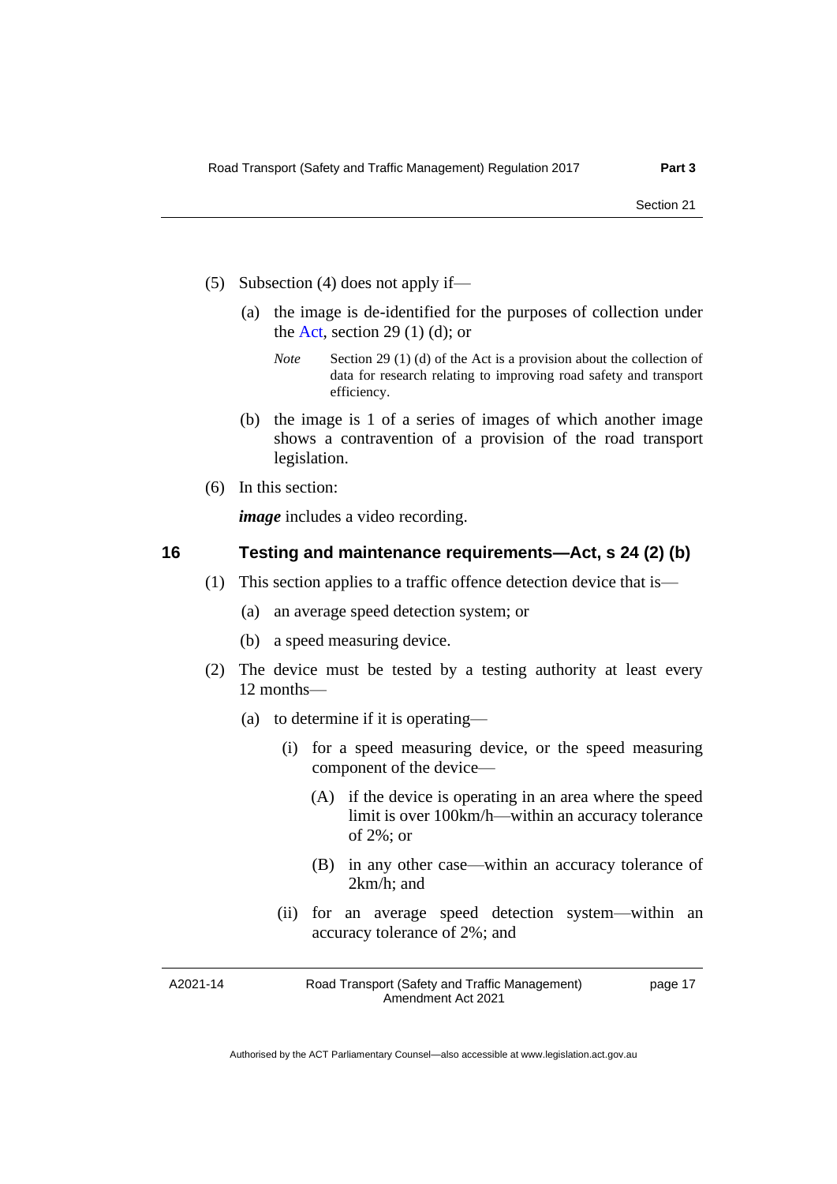(5) Subsection (4) does not apply if—

(a) the image is de-identified for the purposes of collection under the Act, section 29 (1) (d); or

*Note* Section 29 (1) (d) of the Act is a provision about the collection of data for research relating to improving road safety and transport efficiency.

(b) the image is 1 of a series of images of which another image shows a contravention of a provision of the road transport legislation.

(6) In this section:

***image*** includes a video recording.

## 16 Testing and maintenance requirements—Act, s 24 (2) (b)

(1) This section applies to a traffic offence detection device that is—

(a) an average speed detection system; or

(b) a speed measuring device.

(2) The device must be tested by a testing authority at least every 12 months—

(a) to determine if it is operating—

(i) for a speed measuring device, or the speed measuring component of the device—

(A) if the device is operating in an area where the speed limit is over 100km/h—within an accuracy tolerance of 2%; or

(B) in any other case—within an accuracy tolerance of 2km/h; and

(ii) for an average speed detection system—within an accuracy tolerance of 2%; and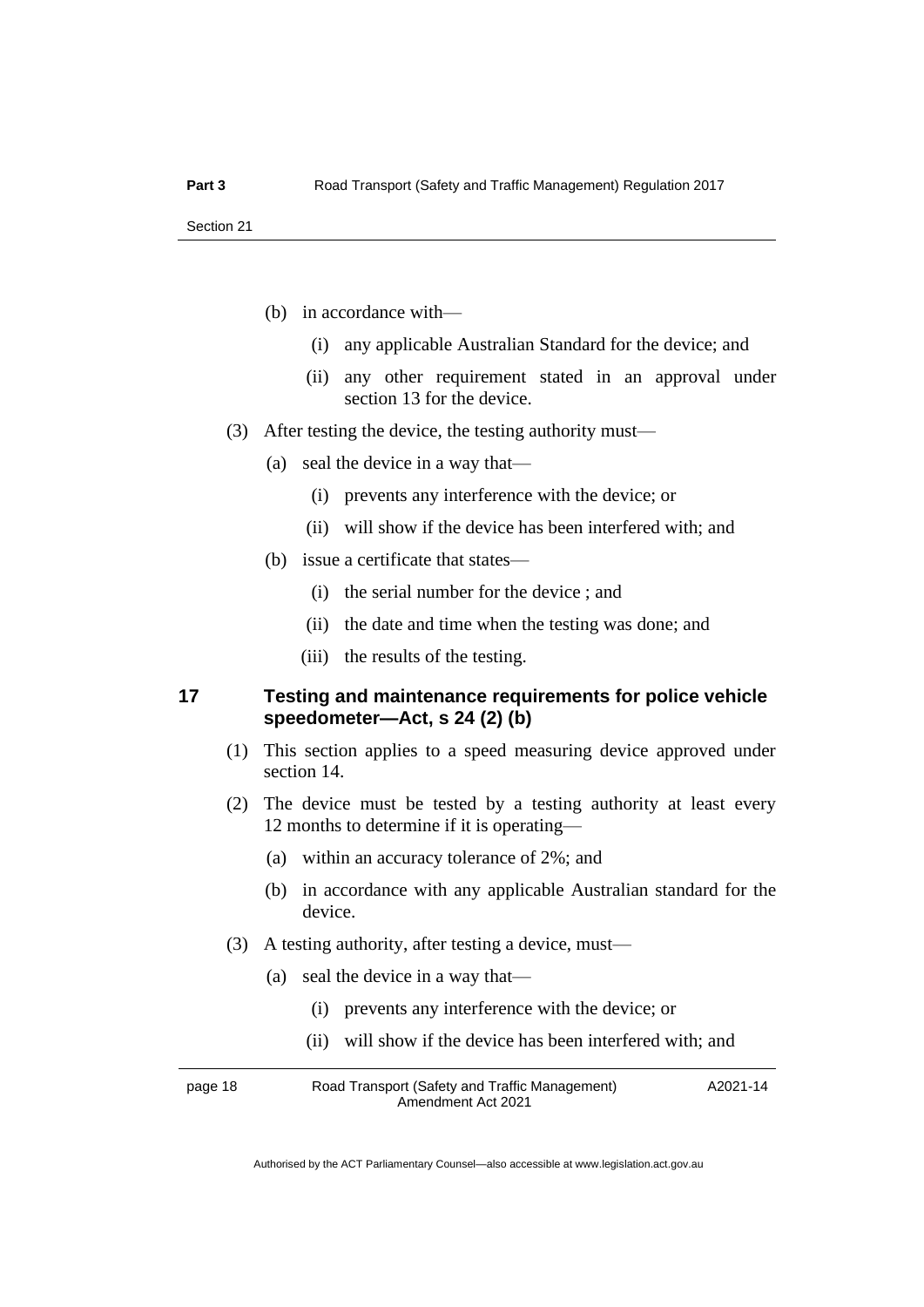(b) in accordance with—

(i) any applicable Australian Standard for the device; and

(ii) any other requirement stated in an approval under section 13 for the device.

(3) After testing the device, the testing authority must—

(a) seal the device in a way that—

(i) prevents any interference with the device; or

(ii) will show if the device has been interfered with; and

(b) issue a certificate that states—

(i) the serial number for the device ; and

(ii) the date and time when the testing was done; and

(iii) the results of the testing.

### 17 Testing and maintenance requirements for police vehicle speedometer—Act, s 24 (2) (b)

(1) This section applies to a speed measuring device approved under section 14.

(2) The device must be tested by a testing authority at least every 12 months to determine if it is operating—

(a) within an accuracy tolerance of 2%; and

(b) in accordance with any applicable Australian standard for the device.

(3) A testing authority, after testing a device, must—

(a) seal the device in a way that—

(i) prevents any interference with the device; or

(ii) will show if the device has been interfered with; and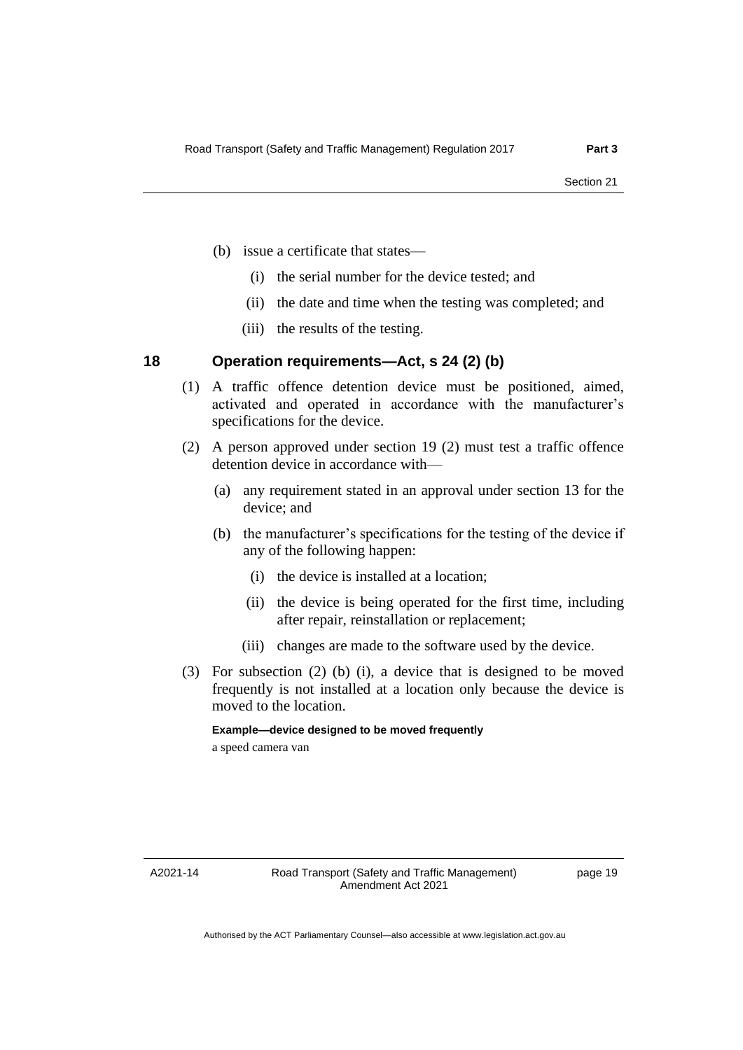(b) issue a certificate that states—

   (i) the serial number for the device tested; and

   (ii) the date and time when the testing was completed; and

   (iii) the results of the testing.

### 18 Operation requirements—Act, s 24 (2) (b)

(1) A traffic offence detention device must be positioned, aimed, activated and operated in accordance with the manufacturer's specifications for the device.

(2) A person approved under section 19 (2) must test a traffic offence detention device in accordance with—

   (a) any requirement stated in an approval under section 13 for the device; and

   (b) the manufacturer's specifications for the testing of the device if any of the following happen:

      (i) the device is installed at a location;

      (ii) the device is being operated for the first time, including after repair, reinstallation or replacement;

      (iii) changes are made to the software used by the device.

(3) For subsection (2) (b) (i), a device that is designed to be moved frequently is not installed at a location only because the device is moved to the location.

**Example—device designed to be moved frequently**

a speed camera van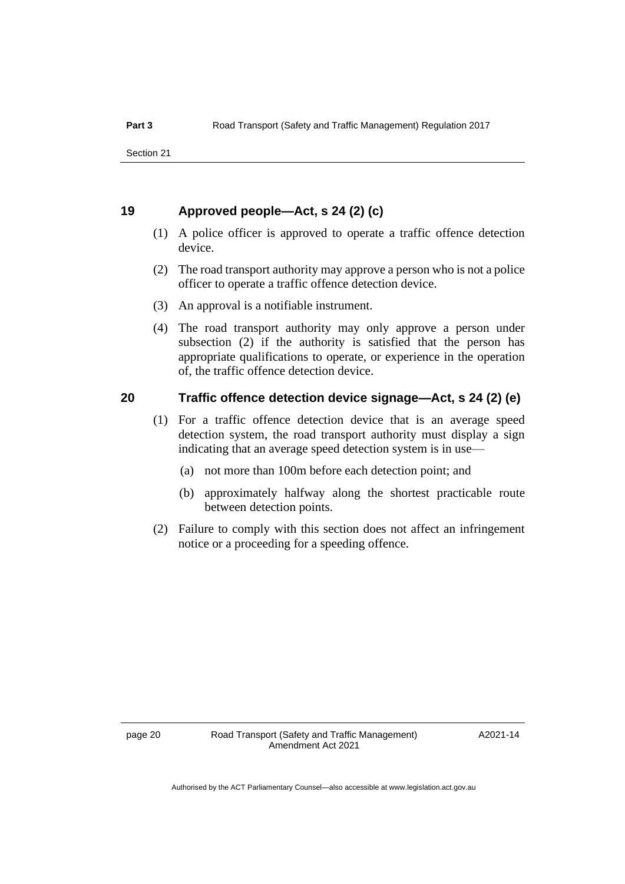### 19 Approved people—Act, s 24 (2) (c)

(1) A police officer is approved to operate a traffic offence detection device.

(2) The road transport authority may approve a person who is not a police officer to operate a traffic offence detection device.

(3) An approval is a notifiable instrument.

(4) The road transport authority may only approve a person under subsection (2) if the authority is satisfied that the person has appropriate qualifications to operate, or experience in the operation of, the traffic offence detection device.

### 20 Traffic offence detection device signage—Act, s 24 (2) (e)

(1) For a traffic offence detection device that is an average speed detection system, the road transport authority must display a sign indicating that an average speed detection system is in use—

(a) not more than 100m before each detection point; and

(b) approximately halfway along the shortest practicable route between detection points.

(2) Failure to comply with this section does not affect an infringement notice or a proceeding for a speeding offence.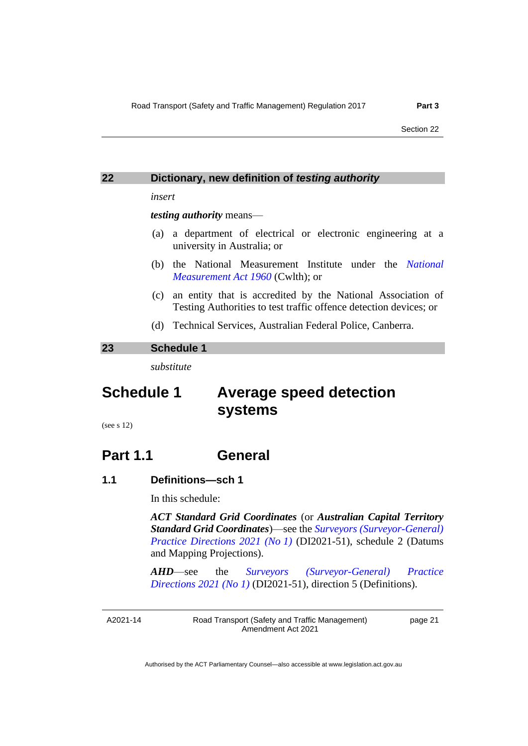## 22 Dictionary, new definition of *testing authority*

*insert*

***testing authority*** means—

(a) a department of electrical or electronic engineering at a university in Australia; or

(b) the National Measurement Institute under the *National Measurement Act 1960* (Cwlth); or

(c) an entity that is accredited by the National Association of Testing Authorities to test traffic offence detection devices; or

(d) Technical Services, Australian Federal Police, Canberra.

## 23 Schedule 1

*substitute*

# Schedule 1 Average speed detection systems

(see s 12)

# Part 1.1 General

### 1.1 Definitions—sch 1

In this schedule:

***ACT Standard Grid Coordinates*** (or ***Australian Capital Territory Standard Grid Coordinates***)—see the *Surveyors (Surveyor-General) Practice Directions 2021 (No 1)* (DI2021-51), schedule 2 (Datums and Mapping Projections).

***AHD***—see the *Surveyors (Surveyor-General) Practice Directions 2021 (No 1)* (DI2021-51), direction 5 (Definitions).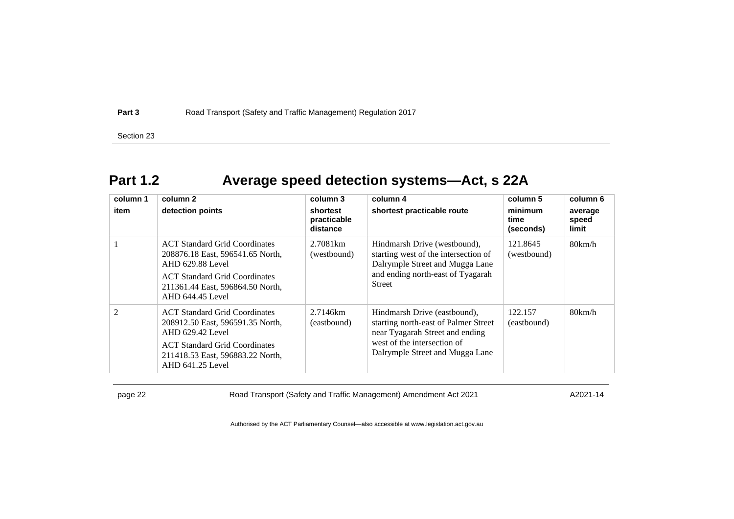## Part 1.2 Average speed detection systems—Act, s 22A

| column 1<br>item | column 2<br>detection points | column 3<br>shortest practicable distance | column 4<br>shortest practicable route | column 5<br>minimum time (seconds) | column 6<br>average speed limit |
|---|---|---|---|---|---|
| 1 | ACT Standard Grid Coordinates 208876.18 East, 596541.65 North, AHD 629.88 Level<br>ACT Standard Grid Coordinates 211361.44 East, 596864.50 North, AHD 644.45 Level | 2.7081km (westbound) | Hindmarsh Drive (westbound), starting west of the intersection of Dalrymple Street and Mugga Lane and ending north-east of Tyagarah Street | 121.8645 (westbound) | 80km/h |
| 2 | ACT Standard Grid Coordinates 208912.50 East, 596591.35 North, AHD 629.42 Level<br>ACT Standard Grid Coordinates 211418.53 East, 596883.22 North, AHD 641.25 Level | 2.7146km (eastbound) | Hindmarsh Drive (eastbound), starting north-east of Palmer Street near Tyagarah Street and ending west of the intersection of Dalrymple Street and Mugga Lane | 122.157 (eastbound) | 80km/h |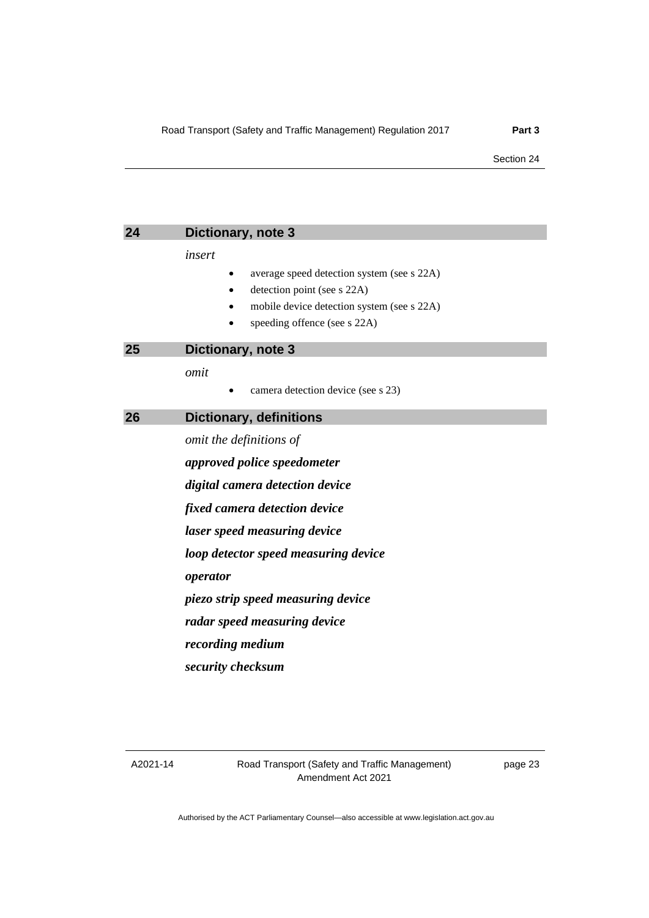## 24 Dictionary, note 3

*insert*

- average speed detection system (see s 22A)
- detection point (see s 22A)
- mobile device detection system (see s 22A)
- speeding offence (see s 22A)

## 25 Dictionary, note 3

*omit*

- camera detection device (see s 23)

## 26 Dictionary, definitions

*omit the definitions of*

***approved police speedometer***

***digital camera detection device***

***fixed camera detection device***

***laser speed measuring device***

***loop detector speed measuring device***

***operator***

***piezo strip speed measuring device***

***radar speed measuring device***

***recording medium***

***security checksum***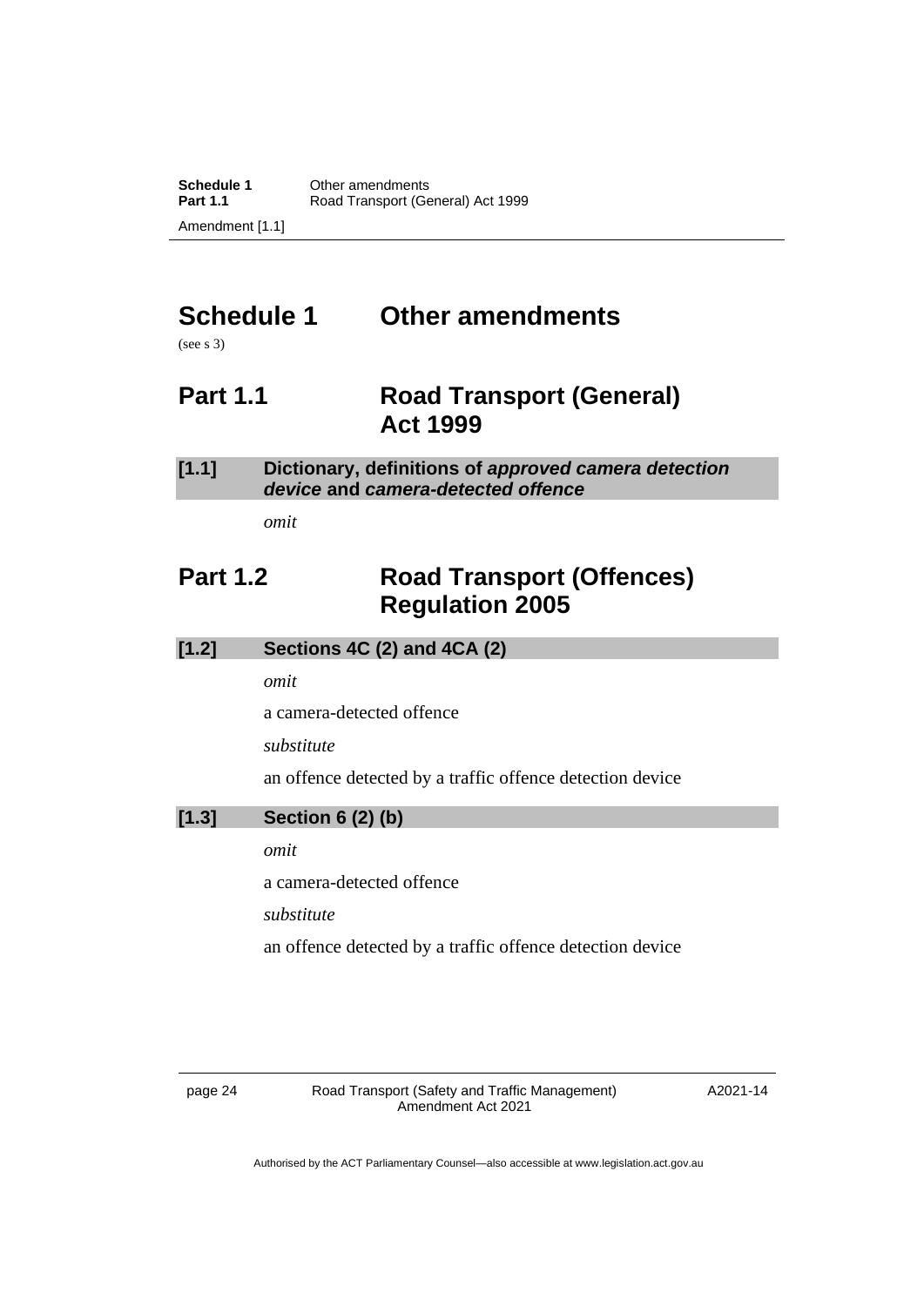# Schedule 1 Other amendments

(see s 3)

## Part 1.1 Road Transport (General) Act 1999

### [1.1] Dictionary, definitions of *approved camera detection device* and *camera-detected offence*

*omit*

## Part 1.2 Road Transport (Offences) Regulation 2005

### [1.2] Sections 4C (2) and 4CA (2)

*omit*

a camera-detected offence

*substitute*

an offence detected by a traffic offence detection device

### [1.3] Section 6 (2) (b)

*omit*

a camera-detected offence

*substitute*

an offence detected by a traffic offence detection device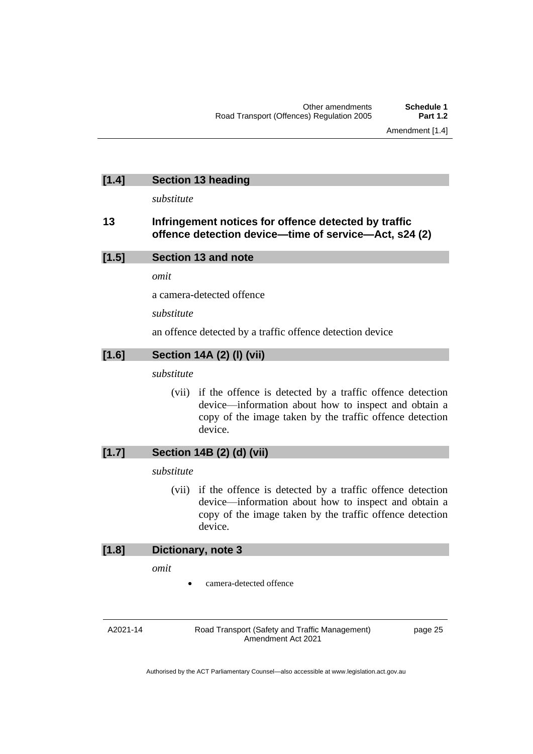### [1.4] Section 13 heading

*substitute*

### 13 Infringement notices for offence detected by traffic offence detection device—time of service—Act, s24 (2)

### [1.5] Section 13 and note

*omit*

a camera-detected offence

*substitute*

an offence detected by a traffic offence detection device

### [1.6] Section 14A (2) (l) (vii)

*substitute*

(vii) if the offence is detected by a traffic offence detection device—information about how to inspect and obtain a copy of the image taken by the traffic offence detection device.

### [1.7] Section 14B (2) (d) (vii)

*substitute*

(vii) if the offence is detected by a traffic offence detection device—information about how to inspect and obtain a copy of the image taken by the traffic offence detection device.

### [1.8] Dictionary, note 3

*omit*

- camera-detected offence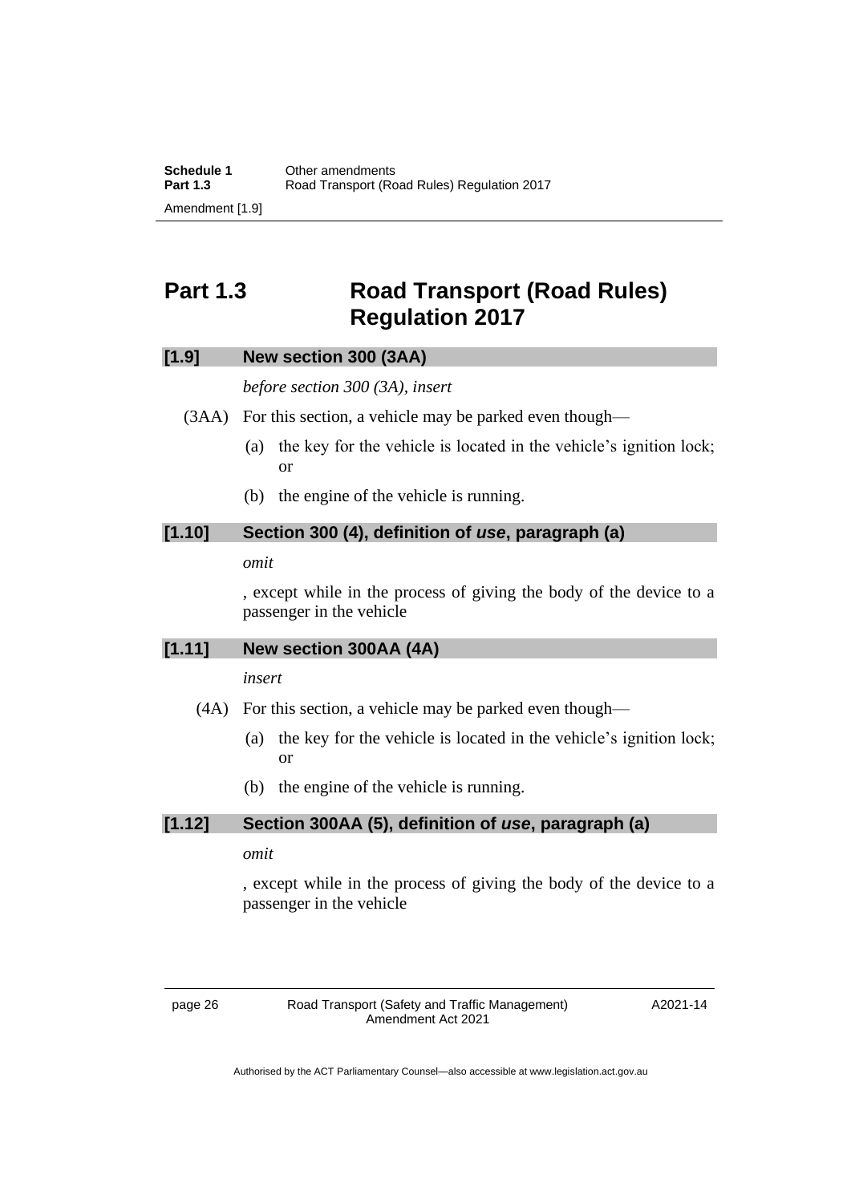# Part 1.3 Road Transport (Road Rules) Regulation 2017

## [1.9] New section 300 (3AA)

*before section 300 (3A), insert*

(3AA) For this section, a vehicle may be parked even though—

(a) the key for the vehicle is located in the vehicle's ignition lock; or

(b) the engine of the vehicle is running.

## [1.10] Section 300 (4), definition of ***use***, paragraph (a)

*omit*

, except while in the process of giving the body of the device to a passenger in the vehicle

## [1.11] New section 300AA (4A)

*insert*

(4A) For this section, a vehicle may be parked even though—

(a) the key for the vehicle is located in the vehicle's ignition lock; or

(b) the engine of the vehicle is running.

## [1.12] Section 300AA (5), definition of ***use***, paragraph (a)

*omit*

, except while in the process of giving the body of the device to a passenger in the vehicle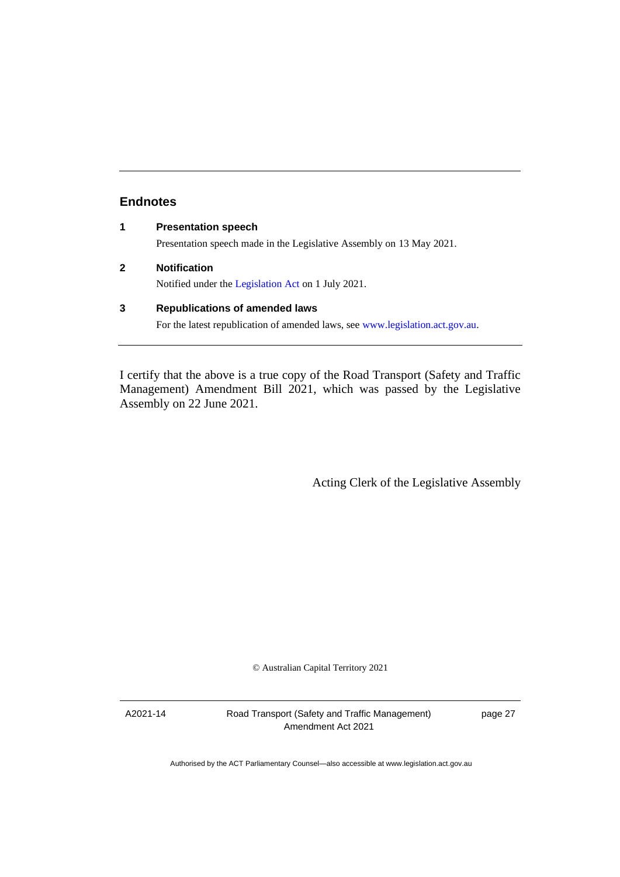## Endnotes

**1 Presentation speech**

Presentation speech made in the Legislative Assembly on 13 May 2021.

**2 Notification**

Notified under the Legislation Act on 1 July 2021.

**3 Republications of amended laws**

For the latest republication of amended laws, see www.legislation.act.gov.au.

I certify that the above is a true copy of the Road Transport (Safety and Traffic Management) Amendment Bill 2021, which was passed by the Legislative Assembly on 22 June 2021.

Acting Clerk of the Legislative Assembly

© Australian Capital Territory 2021